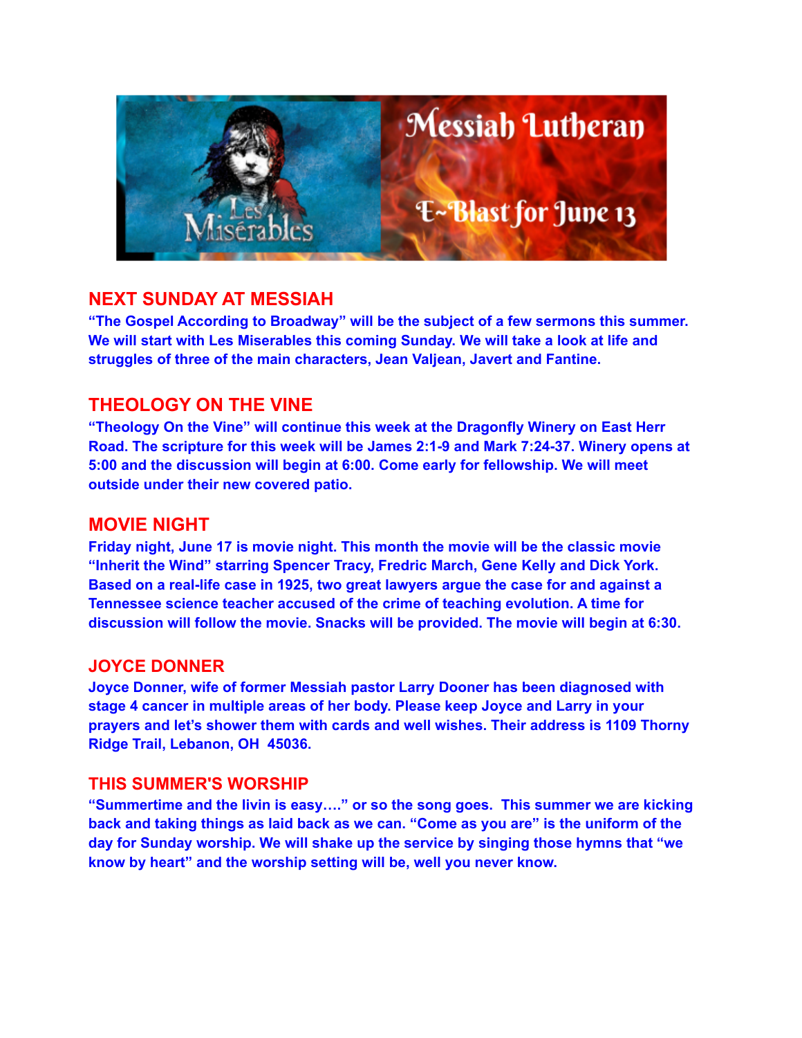Messiah Lutheran

E~Blast for June 13

## NEXT SUNDAY AT MESSIAH

**"The Gospel According to Broadway" will be the subject of a few sermons this summer. We will start with Les Miserables this coming Sunday. We will take a look at life and struggles of three of the main characters, Jean Valjean, Javert and Fantine.**

## THEOLOGY ON THE VINE

**"Theology On the Vine" will continue this week at the Dragonfly Winery on East Herr Road. The scripture for this week will be James 2:1-9 and Mark 7:24-37. Winery opens at 5:00 and the discussion will begin at 6:00. Come early for fellowship. We will meet outside under their new covered patio.**

## MOVIE NIGHT

**Friday night, June 17 is movie night. This month the movie will be the classic movie "Inherit the Wind" starring Spencer Tracy, Fredric March, Gene Kelly and Dick York. Based on a real-life case in 1925, two great lawyers argue the case for and against a Tennessee science teacher accused of the crime of teaching evolution. A time for discussion will follow the movie. Snacks will be provided. The movie will begin at 6:30.**

## JOYCE DONNER

**Joyce Donner, wife of former Messiah pastor Larry Dooner has been diagnosed with stage 4 cancer in multiple areas of her body. Please keep Joyce and Larry in your prayers and let's shower them with cards and well wishes. Their address is 1109 Thorny Ridge Trail, Lebanon, OH  45036.**

## THIS SUMMER'S WORSHIP

**"Summertime and the livin is easy…." or so the song goes.  This summer we are kicking back and taking things as laid back as we can. "Come as you are" is the uniform of the day for Sunday worship. We will shake up the service by singing those hymns that "we know by heart" and the worship setting will be, well you never know.**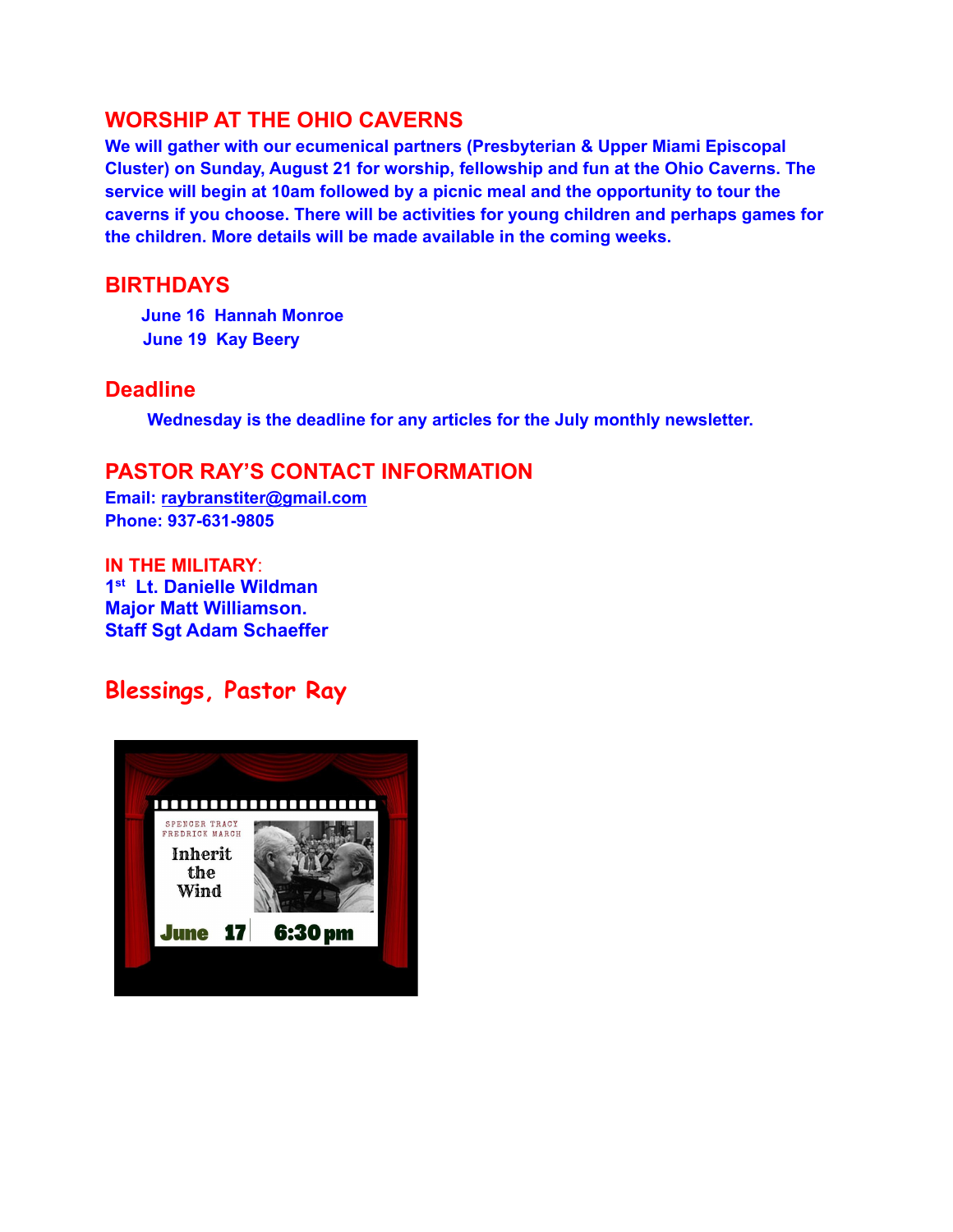## WORSHIP AT THE OHIO CAVERNS

**We will gather with our ecumenical partners (Presbyterian & Upper Miami Episcopal Cluster) on Sunday, August 21 for worship, fellowship and fun at the Ohio Caverns. The service will begin at 10am followed by a picnic meal and the opportunity to tour the caverns if you choose. There will be activities for young children and perhaps games for the children. More details will be made available in the coming weeks.**

## BIRTHDAYS

**June 16 Hannah Monroe**
**June 19 Kay Beery**

## Deadline

**Wednesday is the deadline for any articles for the July monthly newsletter.**

## PASTOR RAY'S CONTACT INFORMATION

**Email: raybranstiter@gmail.com**
**Phone: 937-631-9805**

**IN THE MILITARY:**

**1st Lt. Danielle Wildman**
**Major Matt Williamson.**
**Staff Sgt Adam Schaeffer**

## Blessings, Pastor Ray

SPENCER TRACY
FREDRICK MARCH
Inherit the Wind
June 17 6:30 pm